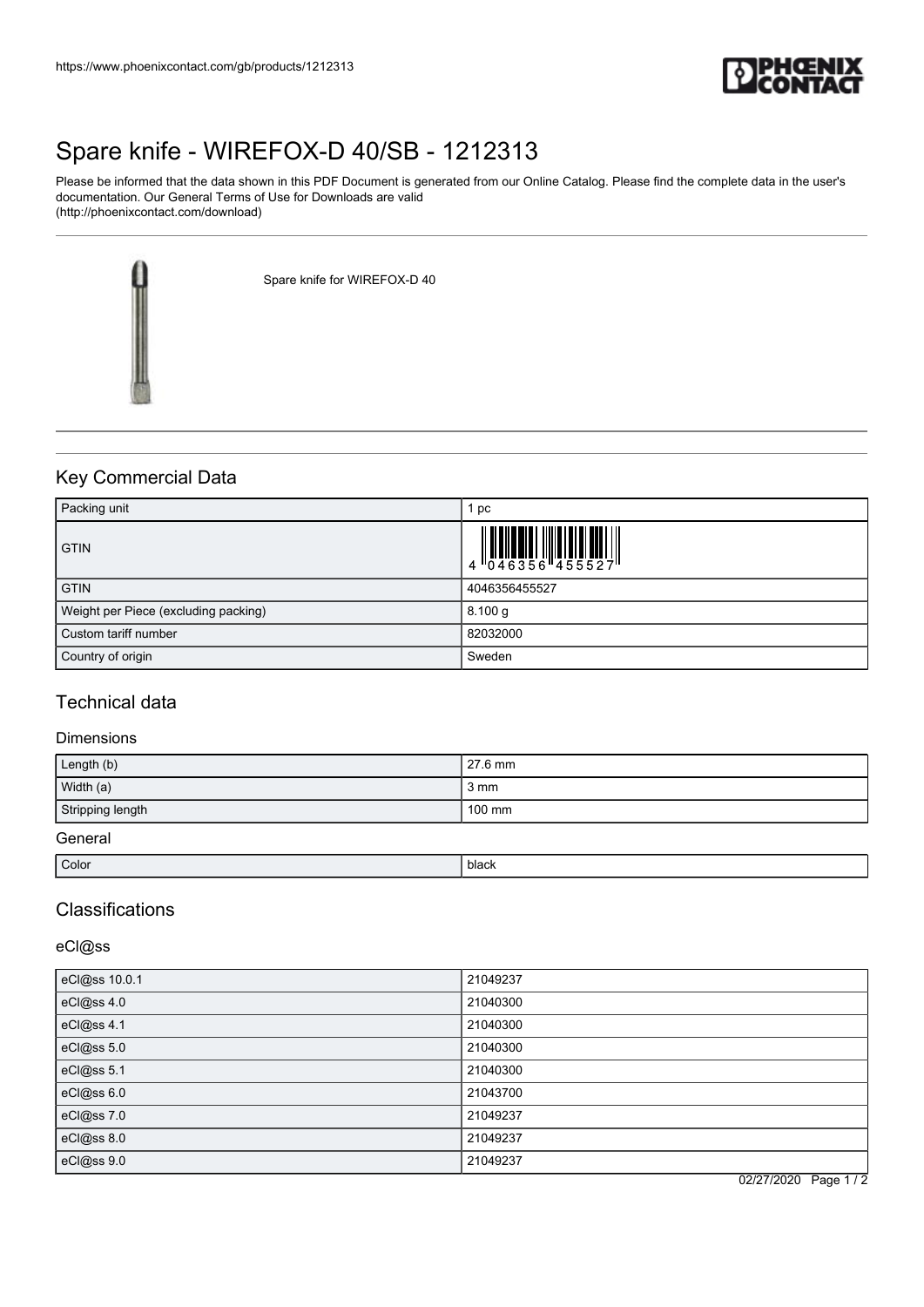https://www.phoenixcontact.com/gb/products/1212313

# Spare knife - WIREFOX-D 40/SB - 1212313

Please be informed that the data shown in this PDF Document is generated from our Online Catalog. Please find the complete data in the user's documentation. Our General Terms of Use for Downloads are valid (http://phoenixcontact.com/download)

Spare knife for WIREFOX-D 40

## Key Commercial Data

| Packing unit | 1 pc |
|---|---|
| GTIN | 4 046356 455527 |
| GTIN | 4046356455527 |
| Weight per Piece (excluding packing) | 8.100 g |
| Custom tariff number | 82032000 |
| Country of origin | Sweden |

## Technical data

### Dimensions

| Length (b) | 27.6 mm |
|---|---|
| Width (a) | 3 mm |
| Stripping length | 100 mm |

### General

| Color | black |
|---|---|

## Classifications

### eCl@ss

| eCl@ss 10.0.1 | 21049237 |
|---|---|
| eCl@ss 4.0 | 21040300 |
| eCl@ss 4.1 | 21040300 |
| eCl@ss 5.0 | 21040300 |
| eCl@ss 5.1 | 21040300 |
| eCl@ss 6.0 | 21043700 |
| eCl@ss 7.0 | 21049237 |
| eCl@ss 8.0 | 21049237 |
| eCl@ss 9.0 | 21049237 |

02/27/2020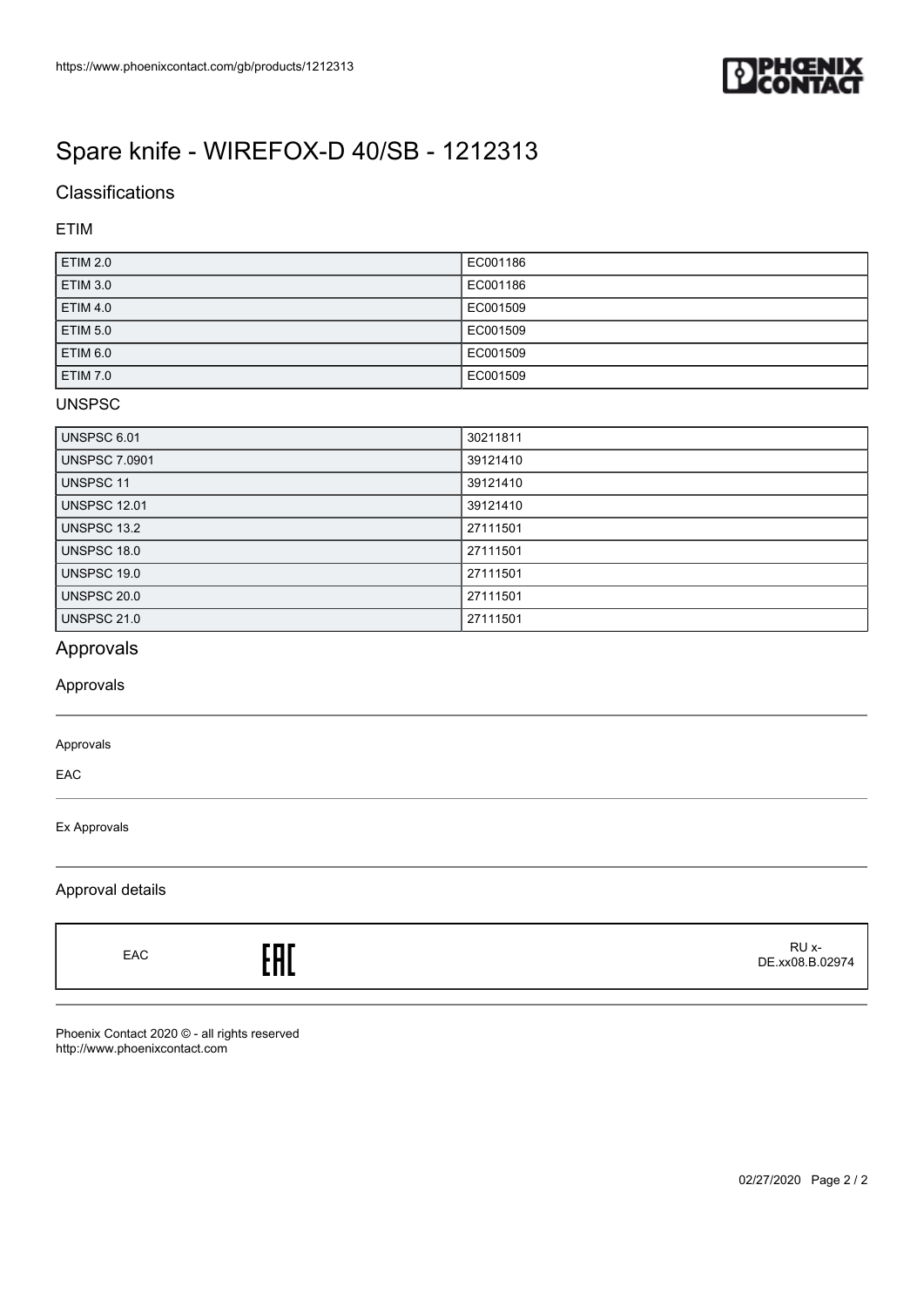# Spare knife - WIREFOX-D 40/SB - 1212313

## Classifications

### ETIM

| | |
|---|---|
| ETIM 2.0 | EC001186 |
| ETIM 3.0 | EC001186 |
| ETIM 4.0 | EC001509 |
| ETIM 5.0 | EC001509 |
| ETIM 6.0 | EC001509 |
| ETIM 7.0 | EC001509 |

### UNSPSC

| | |
|---|---|
| UNSPSC 6.01 | 30211811 |
| UNSPSC 7.0901 | 39121410 |
| UNSPSC 11 | 39121410 |
| UNSPSC 12.01 | 39121410 |
| UNSPSC 13.2 | 27111501 |
| UNSPSC 18.0 | 27111501 |
| UNSPSC 19.0 | 27111501 |
| UNSPSC 20.0 | 27111501 |
| UNSPSC 21.0 | 27111501 |

## Approvals

### Approvals

Approvals

EAC

Ex Approvals

### Approval details

| | | |
|---|---|---|
| EAC | EAC | RU x-DE.xx08.B.02974 |

Phoenix Contact 2020 © - all rights reserved
http://www.phoenixcontact.com